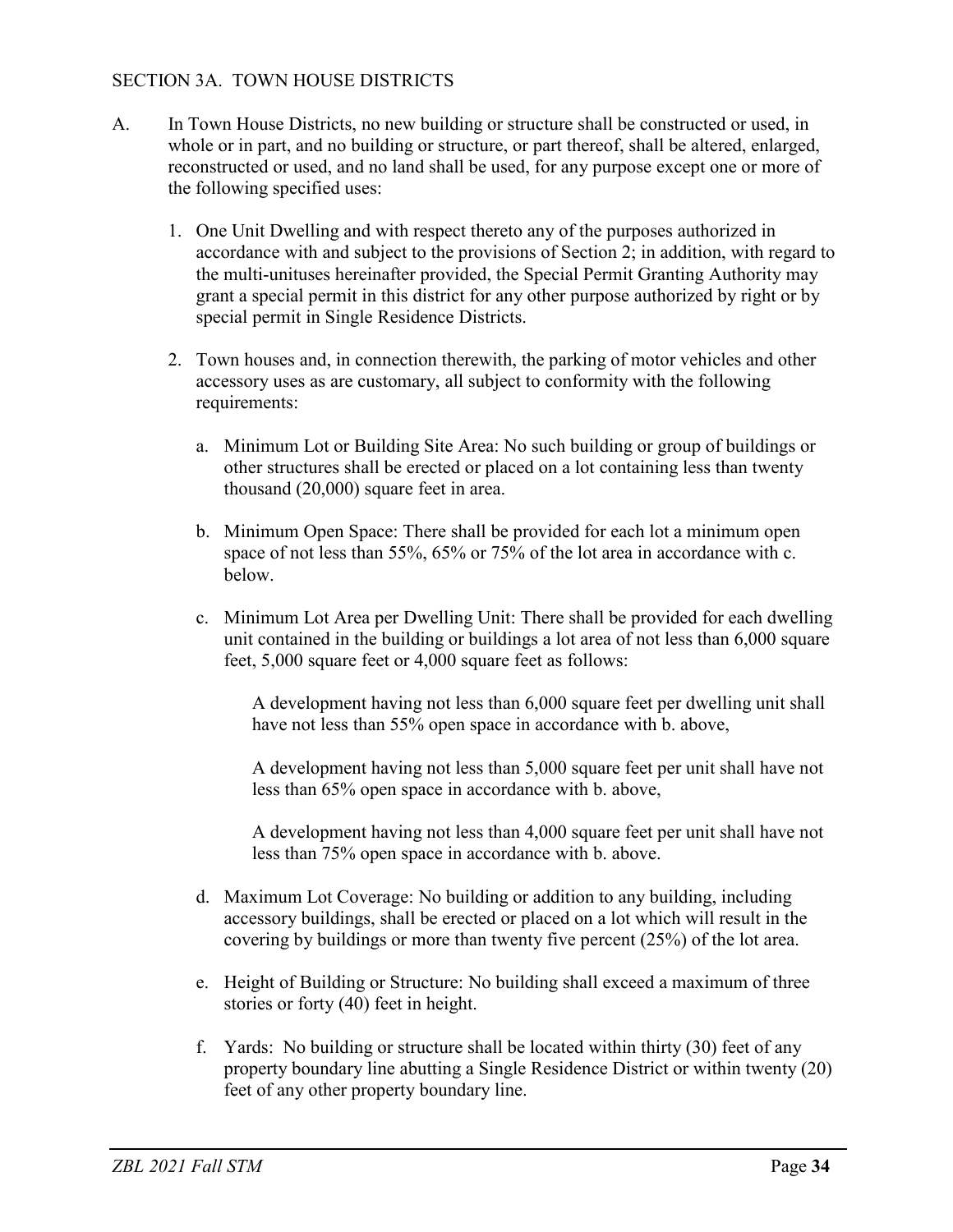## SECTION 3A. TOWN HOUSE DISTRICTS

A. In Town House Districts, no new building or structure shall be constructed or used, in whole or in part, and no building or structure, or part thereof, shall be altered, enlarged, reconstructed or used, and no land shall be used, for any purpose except one or more of the following specified uses:

1. One Unit Dwelling and with respect thereto any of the purposes authorized in accordance with and subject to the provisions of Section 2; in addition, with regard to the multi-unituses hereinafter provided, the Special Permit Granting Authority may grant a special permit in this district for any other purpose authorized by right or by special permit in Single Residence Districts.

2. Town houses and, in connection therewith, the parking of motor vehicles and other accessory uses as are customary, all subject to conformity with the following requirements:

    a. Minimum Lot or Building Site Area: No such building or group of buildings or other structures shall be erected or placed on a lot containing less than twenty thousand (20,000) square feet in area.

    b. Minimum Open Space: There shall be provided for each lot a minimum open space of not less than 55%, 65% or 75% of the lot area in accordance with c. below.

    c. Minimum Lot Area per Dwelling Unit: There shall be provided for each dwelling unit contained in the building or buildings a lot area of not less than 6,000 square feet, 5,000 square feet or 4,000 square feet as follows:

        A development having not less than 6,000 square feet per dwelling unit shall have not less than 55% open space in accordance with b. above,

        A development having not less than 5,000 square feet per unit shall have not less than 65% open space in accordance with b. above,

        A development having not less than 4,000 square feet per unit shall have not less than 75% open space in accordance with b. above.

    d. Maximum Lot Coverage: No building or addition to any building, including accessory buildings, shall be erected or placed on a lot which will result in the covering by buildings or more than twenty five percent (25%) of the lot area.

    e. Height of Building or Structure: No building shall exceed a maximum of three stories or forty (40) feet in height.

    f. Yards: No building or structure shall be located within thirty (30) feet of any property boundary line abutting a Single Residence District or within twenty (20) feet of any other property boundary line.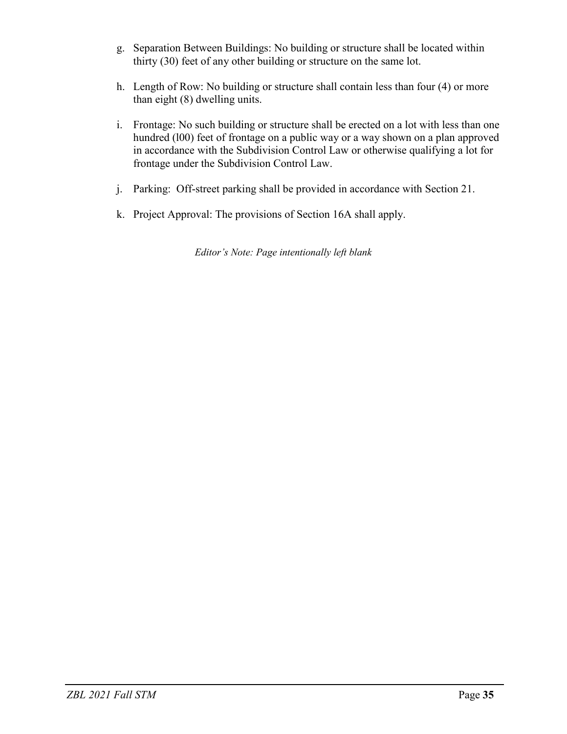g. Separation Between Buildings: No building or structure shall be located within thirty (30) feet of any other building or structure on the same lot.

h. Length of Row: No building or structure shall contain less than four (4) or more than eight (8) dwelling units.

i. Frontage: No such building or structure shall be erected on a lot with less than one hundred (l00) feet of frontage on a public way or a way shown on a plan approved in accordance with the Subdivision Control Law or otherwise qualifying a lot for frontage under the Subdivision Control Law.

j. Parking: Off-street parking shall be provided in accordance with Section 21.

k. Project Approval: The provisions of Section 16A shall apply.

*Editor's Note: Page intentionally left blank*